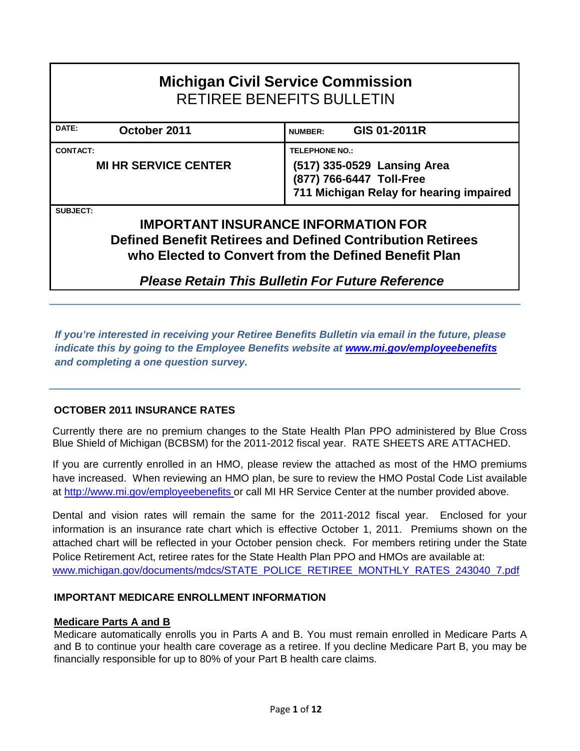# Michigan Civil Service Commission
## RETIREE BENEFITS BULLETIN

| DATE: October 2011 | NUMBER: GIS 01-2011R |
|---|---|
| CONTACT: **MI HR SERVICE CENTER** | TELEPHONE NO.: **(517) 335-0529 Lansing Area** **(877) 766-6447 Toll-Free** **711 Michigan Relay for hearing impaired** |

SUBJECT:

**IMPORTANT INSURANCE INFORMATION FOR**
**Defined Benefit Retirees and Defined Contribution Retirees who Elected to Convert from the Defined Benefit Plan**

***Please Retain This Bulletin For Future Reference***

---

***If you're interested in receiving your Retiree Benefits Bulletin via email in the future, please indicate this by going to the Employee Benefits website at www.mi.gov/employeebenefits and completing a one question survey.***

---

### OCTOBER 2011 INSURANCE RATES

Currently there are no premium changes to the State Health Plan PPO administered by Blue Cross Blue Shield of Michigan (BCBSM) for the 2011-2012 fiscal year. RATE SHEETS ARE ATTACHED.

If you are currently enrolled in an HMO, please review the attached as most of the HMO premiums have increased. When reviewing an HMO plan, be sure to review the HMO Postal Code List available at http://www.mi.gov/employeebenefits or call MI HR Service Center at the number provided above.

Dental and vision rates will remain the same for the 2011-2012 fiscal year. Enclosed for your information is an insurance rate chart which is effective October 1, 2011. Premiums shown on the attached chart will be reflected in your October pension check. For members retiring under the State Police Retirement Act, retiree rates for the State Health Plan PPO and HMOs are available at: www.michigan.gov/documents/mdcs/STATE_POLICE_RETIREE_MONTHLY_RATES_243040_7.pdf

### IMPORTANT MEDICARE ENROLLMENT INFORMATION

**Medicare Parts A and B**

Medicare automatically enrolls you in Parts A and B. You must remain enrolled in Medicare Parts A and B to continue your health care coverage as a retiree. If you decline Medicare Part B, you may be financially responsible for up to 80% of your Part B health care claims.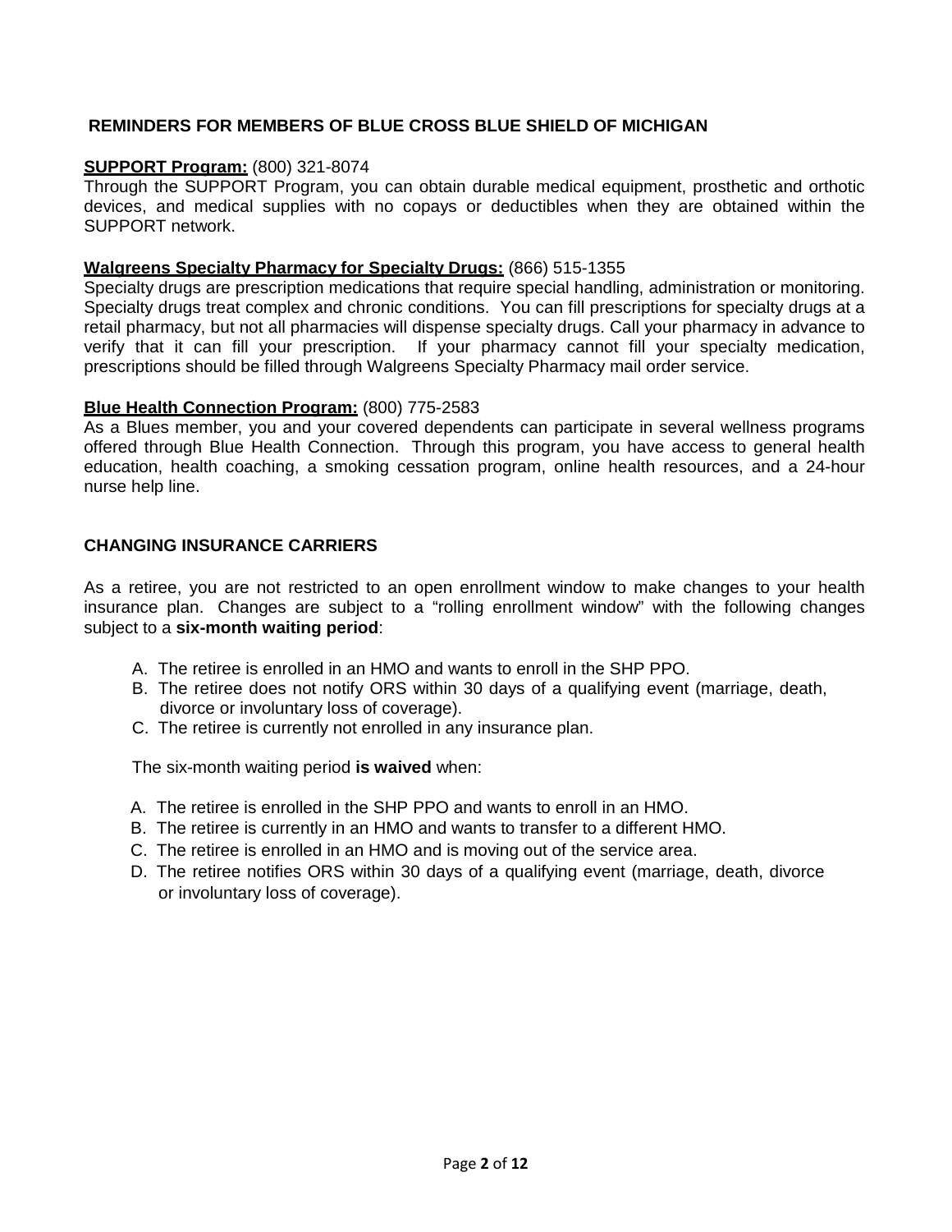## REMINDERS FOR MEMBERS OF BLUE CROSS BLUE SHIELD OF MICHIGAN

**SUPPORT Program:** (800) 321-8074
Through the SUPPORT Program, you can obtain durable medical equipment, prosthetic and orthotic devices, and medical supplies with no copays or deductibles when they are obtained within the SUPPORT network.

**Walgreens Specialty Pharmacy for Specialty Drugs:** (866) 515-1355
Specialty drugs are prescription medications that require special handling, administration or monitoring. Specialty drugs treat complex and chronic conditions. You can fill prescriptions for specialty drugs at a retail pharmacy, but not all pharmacies will dispense specialty drugs. Call your pharmacy in advance to verify that it can fill your prescription. If your pharmacy cannot fill your specialty medication, prescriptions should be filled through Walgreens Specialty Pharmacy mail order service.

**Blue Health Connection Program:** (800) 775-2583
As a Blues member, you and your covered dependents can participate in several wellness programs offered through Blue Health Connection. Through this program, you have access to general health education, health coaching, a smoking cessation program, online health resources, and a 24-hour nurse help line.

## CHANGING INSURANCE CARRIERS

As a retiree, you are not restricted to an open enrollment window to make changes to your health insurance plan. Changes are subject to a "rolling enrollment window" with the following changes subject to a **six-month waiting period**:

A. The retiree is enrolled in an HMO and wants to enroll in the SHP PPO.
B. The retiree does not notify ORS within 30 days of a qualifying event (marriage, death, divorce or involuntary loss of coverage).
C. The retiree is currently not enrolled in any insurance plan.

The six-month waiting period **is waived** when:

A. The retiree is enrolled in the SHP PPO and wants to enroll in an HMO.
B. The retiree is currently in an HMO and wants to transfer to a different HMO.
C. The retiree is enrolled in an HMO and is moving out of the service area.
D. The retiree notifies ORS within 30 days of a qualifying event (marriage, death, divorce or involuntary loss of coverage).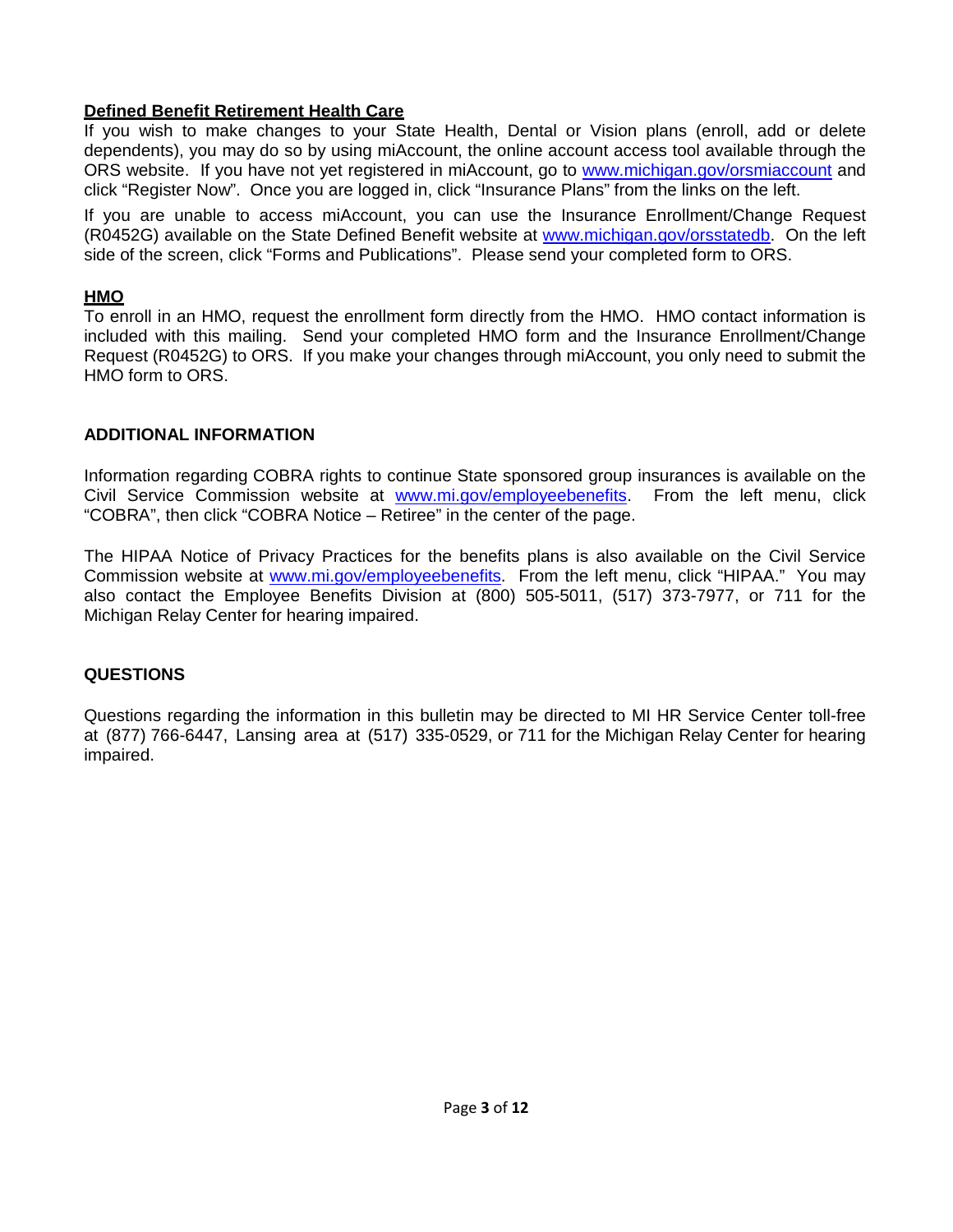**Defined Benefit Retirement Health Care**

If you wish to make changes to your State Health, Dental or Vision plans (enroll, add or delete dependents), you may do so by using miAccount, the online account access tool available through the ORS website. If you have not yet registered in miAccount, go to www.michigan.gov/orsmiaccount and click "Register Now". Once you are logged in, click "Insurance Plans" from the links on the left.

If you are unable to access miAccount, you can use the Insurance Enrollment/Change Request (R0452G) available on the State Defined Benefit website at www.michigan.gov/orsstatedb. On the left side of the screen, click "Forms and Publications". Please send your completed form to ORS.

**HMO**

To enroll in an HMO, request the enrollment form directly from the HMO. HMO contact information is included with this mailing. Send your completed HMO form and the Insurance Enrollment/Change Request (R0452G) to ORS. If you make your changes through miAccount, you only need to submit the HMO form to ORS.

## ADDITIONAL INFORMATION

Information regarding COBRA rights to continue State sponsored group insurances is available on the Civil Service Commission website at www.mi.gov/employeebenefits. From the left menu, click "COBRA", then click "COBRA Notice – Retiree" in the center of the page.

The HIPAA Notice of Privacy Practices for the benefits plans is also available on the Civil Service Commission website at www.mi.gov/employeebenefits. From the left menu, click "HIPAA." You may also contact the Employee Benefits Division at (800) 505-5011, (517) 373-7977, or 711 for the Michigan Relay Center for hearing impaired.

## QUESTIONS

Questions regarding the information in this bulletin may be directed to MI HR Service Center toll-free at (877) 766-6447, Lansing area at (517) 335-0529, or 711 for the Michigan Relay Center for hearing impaired.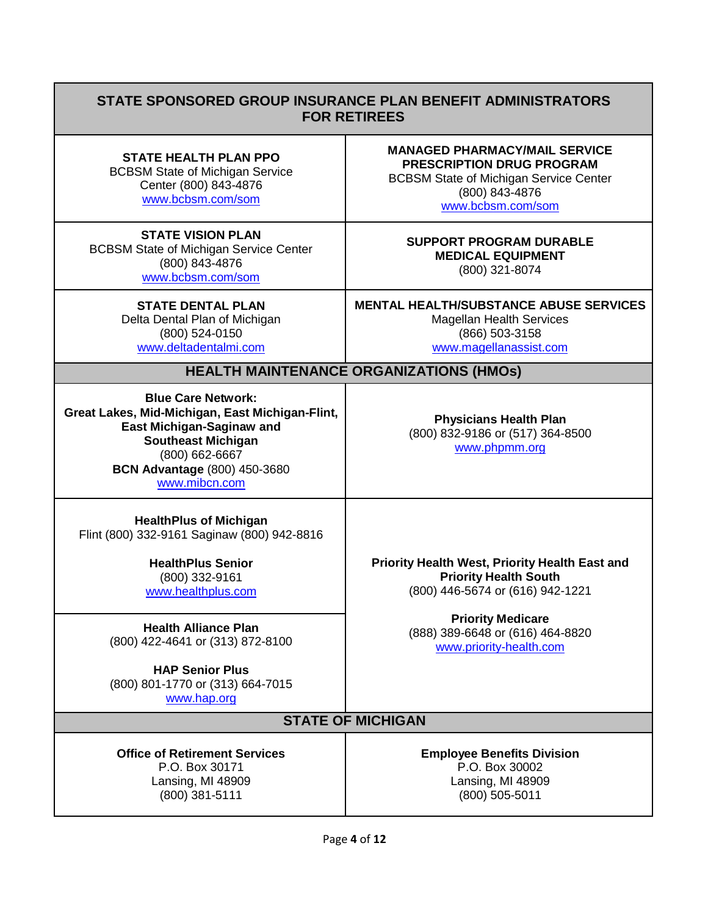# STATE SPONSORED GROUP INSURANCE PLAN BENEFIT ADMINISTRATORS FOR RETIREES

| | |
|---|---|
| **STATE HEALTH PLAN PPO**<br>BCBSM State of Michigan Service Center (800) 843-4876<br>www.bcbsm.com/som | **MANAGED PHARMACY/MAIL SERVICE PRESCRIPTION DRUG PROGRAM**<br>BCBSM State of Michigan Service Center<br>(800) 843-4876<br>www.bcbsm.com/som |
| **STATE VISION PLAN**<br>BCBSM State of Michigan Service Center<br>(800) 843-4876<br>www.bcbsm.com/som | **SUPPORT PROGRAM DURABLE MEDICAL EQUIPMENT**<br>(800) 321-8074 |
| **STATE DENTAL PLAN**<br>Delta Dental Plan of Michigan<br>(800) 524-0150<br>www.deltadentalmi.com | **MENTAL HEALTH/SUBSTANCE ABUSE SERVICES**<br>Magellan Health Services<br>(866) 503-3158<br>www.magellanassist.com |

## HEALTH MAINTENANCE ORGANIZATIONS (HMOs)

| | |
|---|---|
| **Blue Care Network: Great Lakes, Mid-Michigan, East Michigan-Flint, East Michigan-Saginaw and Southeast Michigan**<br>(800) 662-6667<br>**BCN Advantage** (800) 450-3680<br>www.mibcn.com | **Physicians Health Plan**<br>(800) 832-9186 or (517) 364-8500<br>www.phpmm.org |
| **HealthPlus of Michigan**<br>Flint (800) 332-9161 Saginaw (800) 942-8816<br><br>**HealthPlus Senior**<br>(800) 332-9161<br>www.healthplus.com<br><br>**Health Alliance Plan**<br>(800) 422-4641 or (313) 872-8100<br><br>**HAP Senior Plus**<br>(800) 801-1770 or (313) 664-7015<br>www.hap.org | **Priority Health West, Priority Health East and Priority Health South**<br>(800) 446-5674 or (616) 942-1221<br><br>**Priority Medicare**<br>(888) 389-6648 or (616) 464-8820<br>www.priority-health.com |

## STATE OF MICHIGAN

| | |
|---|---|
| **Office of Retirement Services**<br>P.O. Box 30171<br>Lansing, MI 48909<br>(800) 381-5111 | **Employee Benefits Division**<br>P.O. Box 30002<br>Lansing, MI 48909<br>(800) 505-5011 |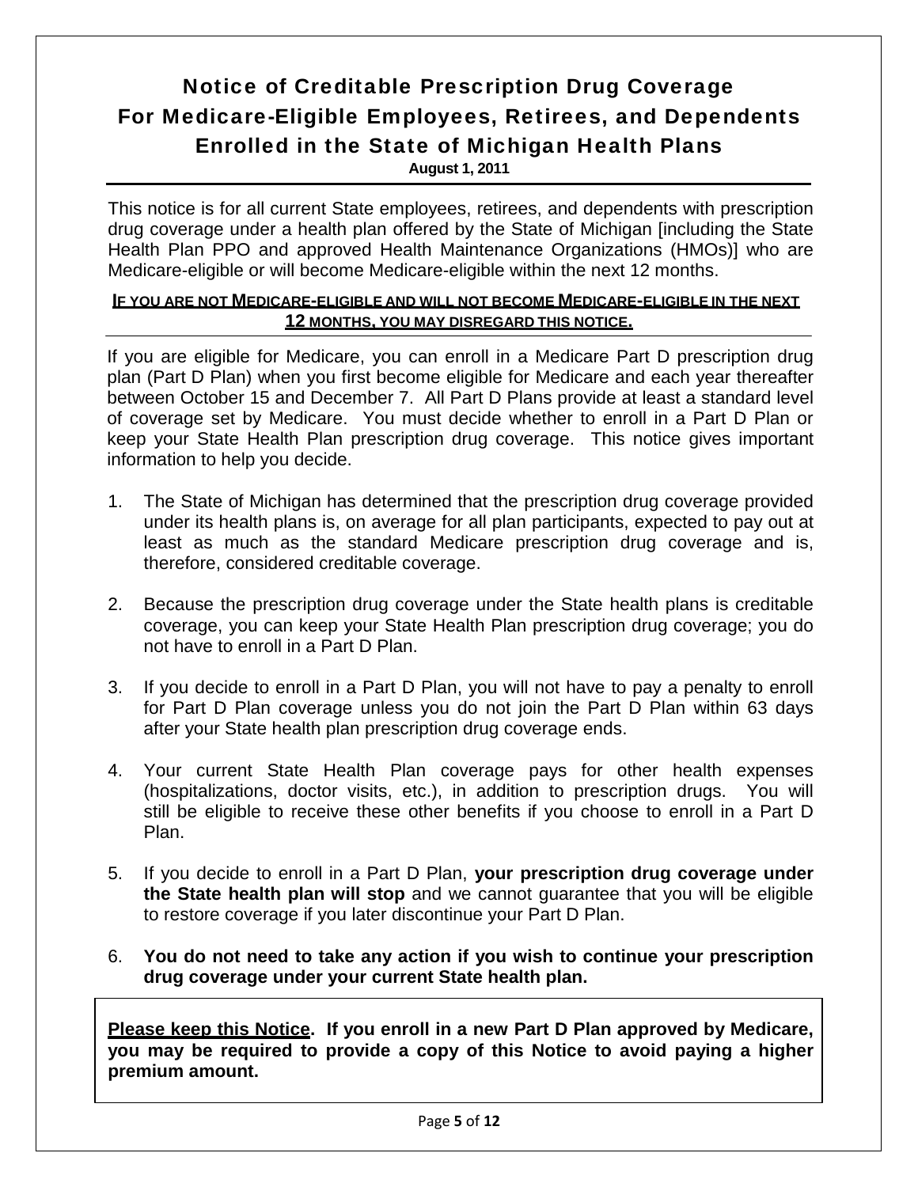# Notice of Creditable Prescription Drug Coverage For Medicare-Eligible Employees, Retirees, and Dependents Enrolled in the State of Michigan Health Plans

**August 1, 2011**

This notice is for all current State employees, retirees, and dependents with prescription drug coverage under a health plan offered by the State of Michigan [including the State Health Plan PPO and approved Health Maintenance Organizations (HMOs)] who are Medicare-eligible or will become Medicare-eligible within the next 12 months.

**IF YOU ARE NOT MEDICARE-ELIGIBLE AND WILL NOT BECOME MEDICARE-ELIGIBLE IN THE NEXT 12 MONTHS, YOU MAY DISREGARD THIS NOTICE.**

If you are eligible for Medicare, you can enroll in a Medicare Part D prescription drug plan (Part D Plan) when you first become eligible for Medicare and each year thereafter between October 15 and December 7. All Part D Plans provide at least a standard level of coverage set by Medicare. You must decide whether to enroll in a Part D Plan or keep your State Health Plan prescription drug coverage. This notice gives important information to help you decide.

1. The State of Michigan has determined that the prescription drug coverage provided under its health plans is, on average for all plan participants, expected to pay out at least as much as the standard Medicare prescription drug coverage and is, therefore, considered creditable coverage.

2. Because the prescription drug coverage under the State health plans is creditable coverage, you can keep your State Health Plan prescription drug coverage; you do not have to enroll in a Part D Plan.

3. If you decide to enroll in a Part D Plan, you will not have to pay a penalty to enroll for Part D Plan coverage unless you do not join the Part D Plan within 63 days after your State health plan prescription drug coverage ends.

4. Your current State Health Plan coverage pays for other health expenses (hospitalizations, doctor visits, etc.), in addition to prescription drugs. You will still be eligible to receive these other benefits if you choose to enroll in a Part D Plan.

5. If you decide to enroll in a Part D Plan, **your prescription drug coverage under the State health plan will stop** and we cannot guarantee that you will be eligible to restore coverage if you later discontinue your Part D Plan.

6. **You do not need to take any action if you wish to continue your prescription drug coverage under your current State health plan.**

**Please keep this Notice. If you enroll in a new Part D Plan approved by Medicare, you may be required to provide a copy of this Notice to avoid paying a higher premium amount.**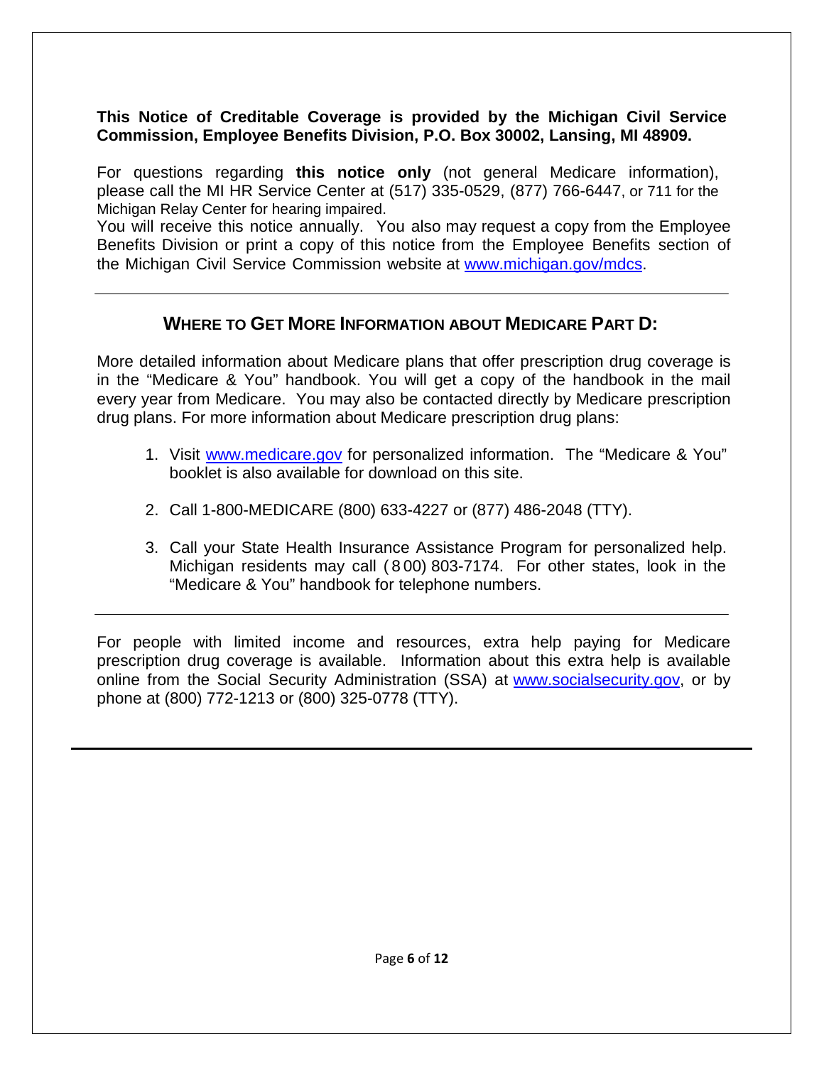**This Notice of Creditable Coverage is provided by the Michigan Civil Service Commission, Employee Benefits Division, P.O. Box 30002, Lansing, MI 48909.**

For questions regarding **this notice only** (not general Medicare information), please call the MI HR Service Center at (517) 335-0529, (877) 766-6447, or 711 for the Michigan Relay Center for hearing impaired.

You will receive this notice annually. You also may request a copy from the Employee Benefits Division or print a copy of this notice from the Employee Benefits section of the Michigan Civil Service Commission website at www.michigan.gov/mdcs.

---

## WHERE TO GET MORE INFORMATION ABOUT MEDICARE PART D:

More detailed information about Medicare plans that offer prescription drug coverage is in the "Medicare & You" handbook. You will get a copy of the handbook in the mail every year from Medicare. You may also be contacted directly by Medicare prescription drug plans. For more information about Medicare prescription drug plans:

1. Visit www.medicare.gov for personalized information. The "Medicare & You" booklet is also available for download on this site.
2. Call 1-800-MEDICARE (800) 633-4227 or (877) 486-2048 (TTY).
3. Call your State Health Insurance Assistance Program for personalized help. Michigan residents may call (800) 803-7174. For other states, look in the "Medicare & You" handbook for telephone numbers.

---

For people with limited income and resources, extra help paying for Medicare prescription drug coverage is available. Information about this extra help is available online from the Social Security Administration (SSA) at www.socialsecurity.gov, or by phone at (800) 772-1213 or (800) 325-0778 (TTY).

---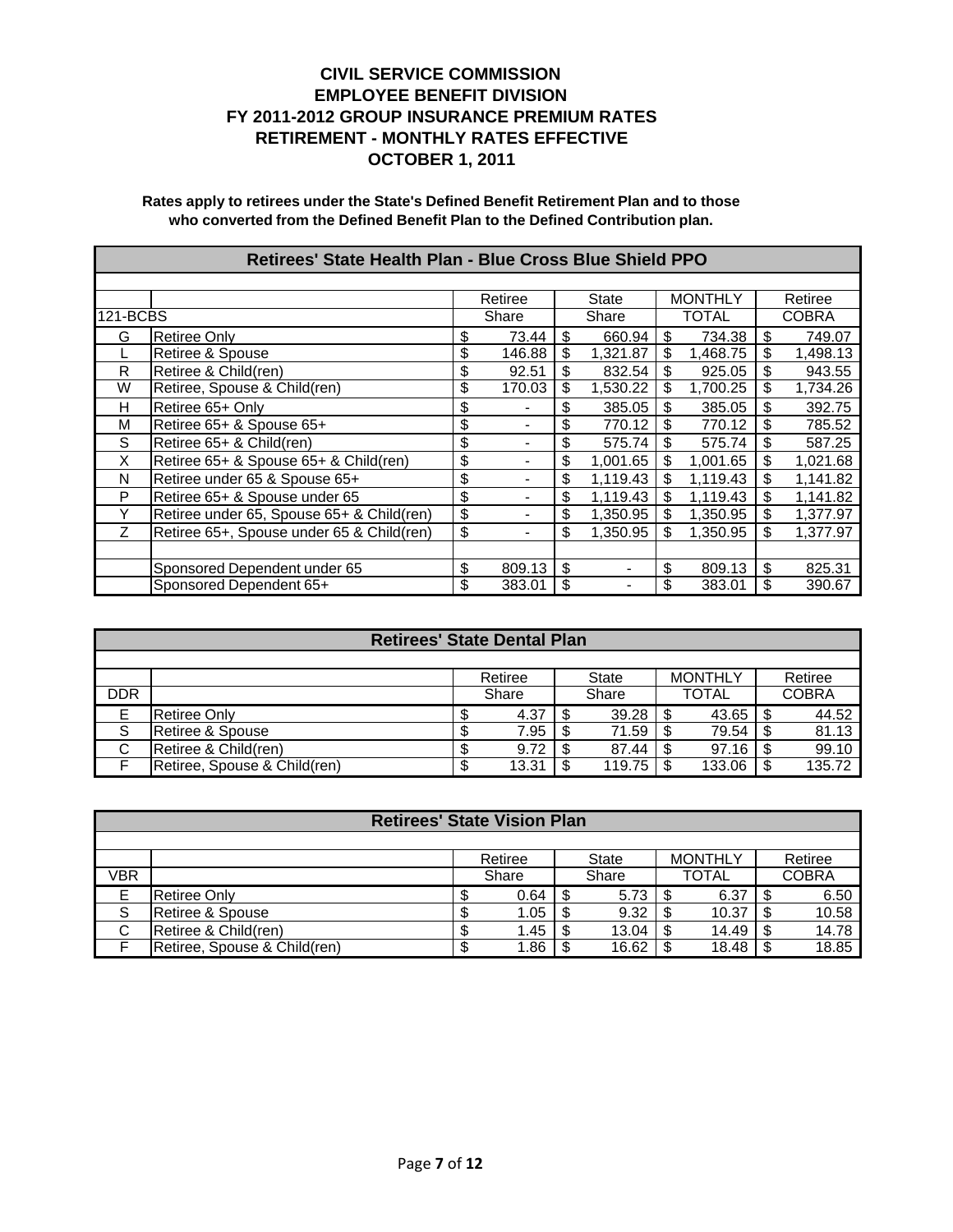# CIVIL SERVICE COMMISSION
# EMPLOYEE BENEFIT DIVISION
# FY 2011-2012 GROUP INSURANCE PREMIUM RATES
# RETIREMENT - MONTHLY RATES EFFECTIVE
# OCTOBER 1, 2011

**Rates apply to retirees under the State's Defined Benefit Retirement Plan and to those who converted from the Defined Benefit Plan to the Defined Contribution plan.**

## Retirees' State Health Plan - Blue Cross Blue Shield PPO

| 121-BCBS | | Retiree Share | State Share | MONTHLY TOTAL | Retiree COBRA |
|---|---|---|---|---|---|
| G | Retiree Only | $ 73.44 | $ 660.94 | $ 734.38 | $ 749.07 |
| L | Retiree & Spouse | $ 146.88 | $ 1,321.87 | $ 1,468.75 | $ 1,498.13 |
| R | Retiree & Child(ren) | $ 92.51 | $ 832.54 | $ 925.05 | $ 943.55 |
| W | Retiree, Spouse & Child(ren) | $ 170.03 | $ 1,530.22 | $ 1,700.25 | $ 1,734.26 |
| H | Retiree 65+ Only | $ - | $ 385.05 | $ 385.05 | $ 392.75 |
| M | Retiree 65+ & Spouse 65+ | $ - | $ 770.12 | $ 770.12 | $ 785.52 |
| S | Retiree 65+ & Child(ren) | $ - | $ 575.74 | $ 575.74 | $ 587.25 |
| X | Retiree 65+ & Spouse 65+ & Child(ren) | $ - | $ 1,001.65 | $ 1,001.65 | $ 1,021.68 |
| N | Retiree under 65 & Spouse 65+ | $ - | $ 1,119.43 | $ 1,119.43 | $ 1,141.82 |
| P | Retiree 65+ & Spouse under 65 | $ - | $ 1,119.43 | $ 1,119.43 | $ 1,141.82 |
| Y | Retiree under 65, Spouse 65+ & Child(ren) | $ - | $ 1,350.95 | $ 1,350.95 | $ 1,377.97 |
| Z | Retiree 65+, Spouse under 65 & Child(ren) | $ - | $ 1,350.95 | $ 1,350.95 | $ 1,377.97 |
| | | | | | |
| | Sponsored Dependent under 65 | $ 809.13 | $ - | $ 809.13 | $ 825.31 |
| | Sponsored Dependent 65+ | $ 383.01 | $ - | $ 383.01 | $ 390.67 |

## Retirees' State Dental Plan

| DDR | | Retiree Share | State Share | MONTHLY TOTAL | Retiree COBRA |
|---|---|---|---|---|---|
| E | Retiree Only | $ 4.37 | $ 39.28 | $ 43.65 | $ 44.52 |
| S | Retiree & Spouse | $ 7.95 | $ 71.59 | $ 79.54 | $ 81.13 |
| C | Retiree & Child(ren) | $ 9.72 | $ 87.44 | $ 97.16 | $ 99.10 |
| F | Retiree, Spouse & Child(ren) | $ 13.31 | $ 119.75 | $ 133.06 | $ 135.72 |

## Retirees' State Vision Plan

| VBR | | Retiree Share | State Share | MONTHLY TOTAL | Retiree COBRA |
|---|---|---|---|---|---|
| E | Retiree Only | $ 0.64 | $ 5.73 | $ 6.37 | $ 6.50 |
| S | Retiree & Spouse | $ 1.05 | $ 9.32 | $ 10.37 | $ 10.58 |
| C | Retiree & Child(ren) | $ 1.45 | $ 13.04 | $ 14.49 | $ 14.78 |
| F | Retiree, Spouse & Child(ren) | $ 1.86 | $ 16.62 | $ 18.48 | $ 18.85 |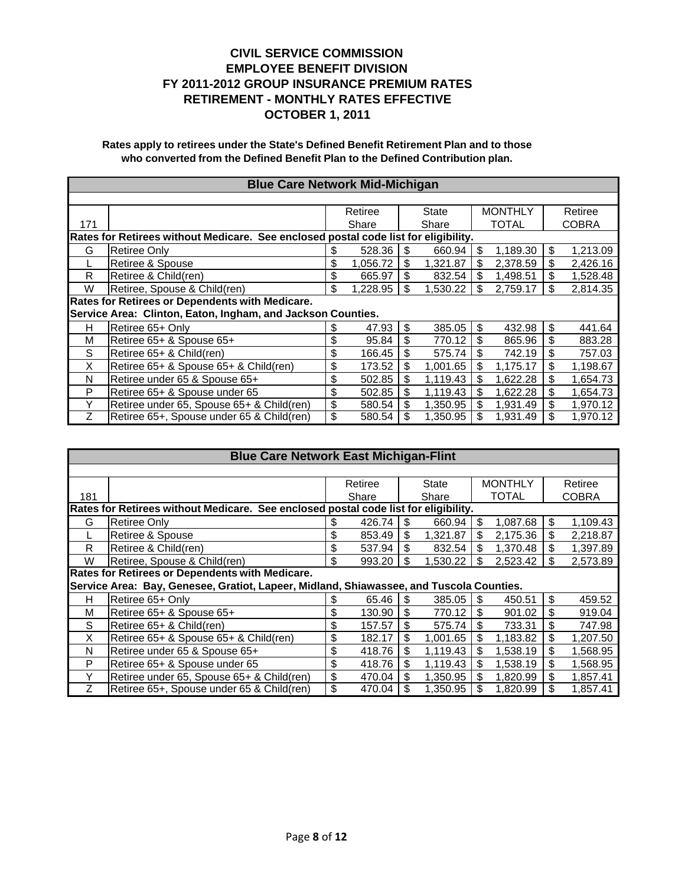# CIVIL SERVICE COMMISSION
# EMPLOYEE BENEFIT DIVISION
# FY 2011-2012 GROUP INSURANCE PREMIUM RATES
# RETIREMENT - MONTHLY RATES EFFECTIVE
# OCTOBER 1, 2011

**Rates apply to retirees under the State's Defined Benefit Retirement Plan and to those who converted from the Defined Benefit Plan to the Defined Contribution plan.**

| Blue Care Network Mid-Michigan | | | | | |
|---|---|---|---|---|---|
| 171 | | Retiree Share | State Share | MONTHLY TOTAL | Retiree COBRA |
| **Rates for Retirees without Medicare. See enclosed postal code list for eligibility.** | | | | | |
| G | Retiree Only | $ 528.36 | $ 660.94 | $ 1,189.30 | $ 1,213.09 |
| L | Retiree & Spouse | $ 1,056.72 | $ 1,321.87 | $ 2,378.59 | $ 2,426.16 |
| R | Retiree & Child(ren) | $ 665.97 | $ 832.54 | $ 1,498.51 | $ 1,528.48 |
| W | Retiree, Spouse & Child(ren) | $ 1,228.95 | $ 1,530.22 | $ 2,759.17 | $ 2,814.35 |
| **Rates for Retirees or Dependents with Medicare.** | | | | | |
| **Service Area: Clinton, Eaton, Ingham, and Jackson Counties.** | | | | | |
| H | Retiree 65+ Only | $ 47.93 | $ 385.05 | $ 432.98 | $ 441.64 |
| M | Retiree 65+ & Spouse 65+ | $ 95.84 | $ 770.12 | $ 865.96 | $ 883.28 |
| S | Retiree 65+ & Child(ren) | $ 166.45 | $ 575.74 | $ 742.19 | $ 757.03 |
| X | Retiree 65+ & Spouse 65+ & Child(ren) | $ 173.52 | $ 1,001.65 | $ 1,175.17 | $ 1,198.67 |
| N | Retiree under 65 & Spouse 65+ | $ 502.85 | $ 1,119.43 | $ 1,622.28 | $ 1,654.73 |
| P | Retiree 65+ & Spouse under 65 | $ 502.85 | $ 1,119.43 | $ 1,622.28 | $ 1,654.73 |
| Y | Retiree under 65, Spouse 65+ & Child(ren) | $ 580.54 | $ 1,350.95 | $ 1,931.49 | $ 1,970.12 |
| Z | Retiree 65+, Spouse under 65 & Child(ren) | $ 580.54 | $ 1,350.95 | $ 1,931.49 | $ 1,970.12 |

| Blue Care Network East Michigan-Flint | | | | | |
|---|---|---|---|---|---|
| 181 | | Retiree Share | State Share | MONTHLY TOTAL | Retiree COBRA |
| **Rates for Retirees without Medicare. See enclosed postal code list for eligibility.** | | | | | |
| G | Retiree Only | $ 426.74 | $ 660.94 | $ 1,087.68 | $ 1,109.43 |
| L | Retiree & Spouse | $ 853.49 | $ 1,321.87 | $ 2,175.36 | $ 2,218.87 |
| R | Retiree & Child(ren) | $ 537.94 | $ 832.54 | $ 1,370.48 | $ 1,397.89 |
| W | Retiree, Spouse & Child(ren) | $ 993.20 | $ 1,530.22 | $ 2,523.42 | $ 2,573.89 |
| **Rates for Retirees or Dependents with Medicare.** | | | | | |
| **Service Area: Bay, Genesee, Gratiot, Lapeer, Midland, Shiawassee, and Tuscola Counties.** | | | | | |
| H | Retiree 65+ Only | $ 65.46 | $ 385.05 | $ 450.51 | $ 459.52 |
| M | Retiree 65+ & Spouse 65+ | $ 130.90 | $ 770.12 | $ 901.02 | $ 919.04 |
| S | Retiree 65+ & Child(ren) | $ 157.57 | $ 575.74 | $ 733.31 | $ 747.98 |
| X | Retiree 65+ & Spouse 65+ & Child(ren) | $ 182.17 | $ 1,001.65 | $ 1,183.82 | $ 1,207.50 |
| N | Retiree under 65 & Spouse 65+ | $ 418.76 | $ 1,119.43 | $ 1,538.19 | $ 1,568.95 |
| P | Retiree 65+ & Spouse under 65 | $ 418.76 | $ 1,119.43 | $ 1,538.19 | $ 1,568.95 |
| Y | Retiree under 65, Spouse 65+ & Child(ren) | $ 470.04 | $ 1,350.95 | $ 1,820.99 | $ 1,857.41 |
| Z | Retiree 65+, Spouse under 65 & Child(ren) | $ 470.04 | $ 1,350.95 | $ 1,820.99 | $ 1,857.41 |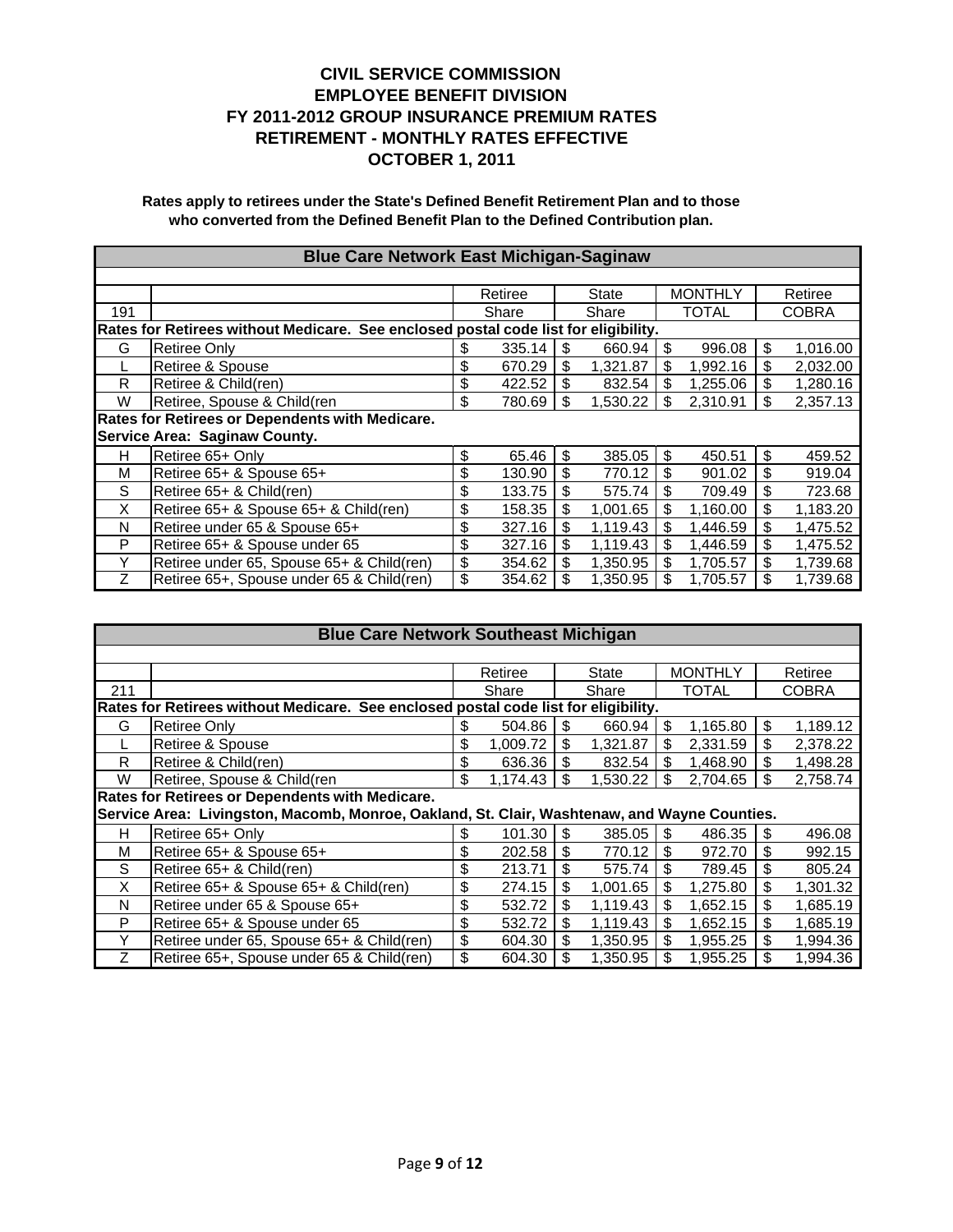# CIVIL SERVICE COMMISSION
# EMPLOYEE BENEFIT DIVISION
# FY 2011-2012 GROUP INSURANCE PREMIUM RATES
# RETIREMENT - MONTHLY RATES EFFECTIVE
# OCTOBER 1, 2011

**Rates apply to retirees under the State's Defined Benefit Retirement Plan and to those who converted from the Defined Benefit Plan to the Defined Contribution plan.**

| Blue Care Network East Michigan-Saginaw | | | | | |
|---|---|---|---|---|---|
| | | Retiree | State | MONTHLY | Retiree |
| 191 | | Share | Share | TOTAL | COBRA |
| **Rates for Retirees without Medicare. See enclosed postal code list for eligibility.** | | | | | |
| G | Retiree Only | $ 335.14 | $ 660.94 | $ 996.08 | $ 1,016.00 |
| L | Retiree & Spouse | $ 670.29 | $ 1,321.87 | $ 1,992.16 | $ 2,032.00 |
| R | Retiree & Child(ren) | $ 422.52 | $ 832.54 | $ 1,255.06 | $ 1,280.16 |
| W | Retiree, Spouse & Child(ren | $ 780.69 | $ 1,530.22 | $ 2,310.91 | $ 2,357.13 |
| **Rates for Retirees or Dependents with Medicare.** | | | | | |
| **Service Area: Saginaw County.** | | | | | |
| H | Retiree 65+ Only | $ 65.46 | $ 385.05 | $ 450.51 | $ 459.52 |
| M | Retiree 65+ & Spouse 65+ | $ 130.90 | $ 770.12 | $ 901.02 | $ 919.04 |
| S | Retiree 65+ & Child(ren) | $ 133.75 | $ 575.74 | $ 709.49 | $ 723.68 |
| X | Retiree 65+ & Spouse 65+ & Child(ren) | $ 158.35 | $ 1,001.65 | $ 1,160.00 | $ 1,183.20 |
| N | Retiree under 65 & Spouse 65+ | $ 327.16 | $ 1,119.43 | $ 1,446.59 | $ 1,475.52 |
| P | Retiree 65+ & Spouse under 65 | $ 327.16 | $ 1,119.43 | $ 1,446.59 | $ 1,475.52 |
| Y | Retiree under 65, Spouse 65+ & Child(ren) | $ 354.62 | $ 1,350.95 | $ 1,705.57 | $ 1,739.68 |
| Z | Retiree 65+, Spouse under 65 & Child(ren) | $ 354.62 | $ 1,350.95 | $ 1,705.57 | $ 1,739.68 |

| Blue Care Network Southeast Michigan | | | | | |
|---|---|---|---|---|---|
| | | Retiree | State | MONTHLY | Retiree |
| 211 | | Share | Share | TOTAL | COBRA |
| **Rates for Retirees without Medicare. See enclosed postal code list for eligibility.** | | | | | |
| G | Retiree Only | $ 504.86 | $ 660.94 | $ 1,165.80 | $ 1,189.12 |
| L | Retiree & Spouse | $ 1,009.72 | $ 1,321.87 | $ 2,331.59 | $ 2,378.22 |
| R | Retiree & Child(ren) | $ 636.36 | $ 832.54 | $ 1,468.90 | $ 1,498.28 |
| W | Retiree, Spouse & Child(ren | $ 1,174.43 | $ 1,530.22 | $ 2,704.65 | $ 2,758.74 |
| **Rates for Retirees or Dependents with Medicare.** | | | | | |
| **Service Area: Livingston, Macomb, Monroe, Oakland, St. Clair, Washtenaw, and Wayne Counties.** | | | | | |
| H | Retiree 65+ Only | $ 101.30 | $ 385.05 | $ 486.35 | $ 496.08 |
| M | Retiree 65+ & Spouse 65+ | $ 202.58 | $ 770.12 | $ 972.70 | $ 992.15 |
| S | Retiree 65+ & Child(ren) | $ 213.71 | $ 575.74 | $ 789.45 | $ 805.24 |
| X | Retiree 65+ & Spouse 65+ & Child(ren) | $ 274.15 | $ 1,001.65 | $ 1,275.80 | $ 1,301.32 |
| N | Retiree under 65 & Spouse 65+ | $ 532.72 | $ 1,119.43 | $ 1,652.15 | $ 1,685.19 |
| P | Retiree 65+ & Spouse under 65 | $ 532.72 | $ 1,119.43 | $ 1,652.15 | $ 1,685.19 |
| Y | Retiree under 65, Spouse 65+ & Child(ren) | $ 604.30 | $ 1,350.95 | $ 1,955.25 | $ 1,994.36 |
| Z | Retiree 65+, Spouse under 65 & Child(ren) | $ 604.30 | $ 1,350.95 | $ 1,955.25 | $ 1,994.36 |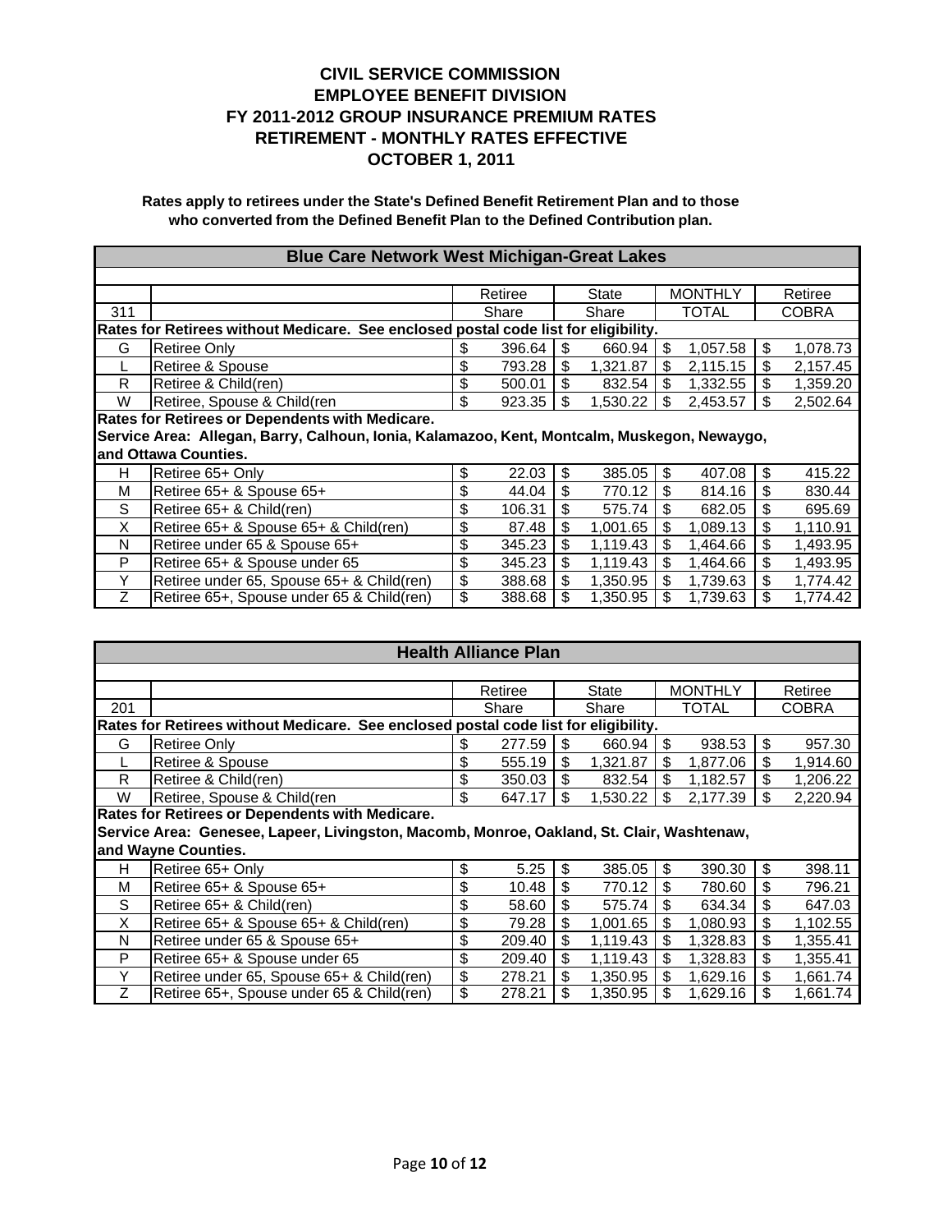# CIVIL SERVICE COMMISSION
# EMPLOYEE BENEFIT DIVISION
# FY 2011-2012 GROUP INSURANCE PREMIUM RATES
# RETIREMENT - MONTHLY RATES EFFECTIVE
# OCTOBER 1, 2011

**Rates apply to retirees under the State's Defined Benefit Retirement Plan and to those who converted from the Defined Benefit Plan to the Defined Contribution plan.**

## Blue Care Network West Michigan-Great Lakes

| 311 | | Retiree Share | State Share | MONTHLY TOTAL | Retiree COBRA |
|---|---|---|---|---|---|
| **Rates for Retirees without Medicare. See enclosed postal code list for eligibility.** | | | | | |
| G | Retiree Only | $ 396.64 | $ 660.94 | $ 1,057.58 | $ 1,078.73 |
| L | Retiree & Spouse | $ 793.28 | $ 1,321.87 | $ 2,115.15 | $ 2,157.45 |
| R | Retiree & Child(ren) | $ 500.01 | $ 832.54 | $ 1,332.55 | $ 1,359.20 |
| W | Retiree, Spouse & Child(ren | $ 923.35 | $ 1,530.22 | $ 2,453.57 | $ 2,502.64 |
| **Rates for Retirees or Dependents with Medicare. Service Area: Allegan, Barry, Calhoun, Ionia, Kalamazoo, Kent, Montcalm, Muskegon, Newaygo, and Ottawa Counties.** | | | | | |
| H | Retiree 65+ Only | $ 22.03 | $ 385.05 | $ 407.08 | $ 415.22 |
| M | Retiree 65+ & Spouse 65+ | $ 44.04 | $ 770.12 | $ 814.16 | $ 830.44 |
| S | Retiree 65+ & Child(ren) | $ 106.31 | $ 575.74 | $ 682.05 | $ 695.69 |
| X | Retiree 65+ & Spouse 65+ & Child(ren) | $ 87.48 | $ 1,001.65 | $ 1,089.13 | $ 1,110.91 |
| N | Retiree under 65 & Spouse 65+ | $ 345.23 | $ 1,119.43 | $ 1,464.66 | $ 1,493.95 |
| P | Retiree 65+ & Spouse under 65 | $ 345.23 | $ 1,119.43 | $ 1,464.66 | $ 1,493.95 |
| Y | Retiree under 65, Spouse 65+ & Child(ren) | $ 388.68 | $ 1,350.95 | $ 1,739.63 | $ 1,774.42 |
| Z | Retiree 65+, Spouse under 65 & Child(ren) | $ 388.68 | $ 1,350.95 | $ 1,739.63 | $ 1,774.42 |

## Health Alliance Plan

| 201 | | Retiree Share | State Share | MONTHLY TOTAL | Retiree COBRA |
|---|---|---|---|---|---|
| **Rates for Retirees without Medicare. See enclosed postal code list for eligibility.** | | | | | |
| G | Retiree Only | $ 277.59 | $ 660.94 | $ 938.53 | $ 957.30 |
| L | Retiree & Spouse | $ 555.19 | $ 1,321.87 | $ 1,877.06 | $ 1,914.60 |
| R | Retiree & Child(ren) | $ 350.03 | $ 832.54 | $ 1,182.57 | $ 1,206.22 |
| W | Retiree, Spouse & Child(ren | $ 647.17 | $ 1,530.22 | $ 2,177.39 | $ 2,220.94 |
| **Rates for Retirees or Dependents with Medicare. Service Area: Genesee, Lapeer, Livingston, Macomb, Monroe, Oakland, St. Clair, Washtenaw, and Wayne Counties.** | | | | | |
| H | Retiree 65+ Only | $ 5.25 | $ 385.05 | $ 390.30 | $ 398.11 |
| M | Retiree 65+ & Spouse 65+ | $ 10.48 | $ 770.12 | $ 780.60 | $ 796.21 |
| S | Retiree 65+ & Child(ren) | $ 58.60 | $ 575.74 | $ 634.34 | $ 647.03 |
| X | Retiree 65+ & Spouse 65+ & Child(ren) | $ 79.28 | $ 1,001.65 | $ 1,080.93 | $ 1,102.55 |
| N | Retiree under 65 & Spouse 65+ | $ 209.40 | $ 1,119.43 | $ 1,328.83 | $ 1,355.41 |
| P | Retiree 65+ & Spouse under 65 | $ 209.40 | $ 1,119.43 | $ 1,328.83 | $ 1,355.41 |
| Y | Retiree under 65, Spouse 65+ & Child(ren) | $ 278.21 | $ 1,350.95 | $ 1,629.16 | $ 1,661.74 |
| Z | Retiree 65+, Spouse under 65 & Child(ren) | $ 278.21 | $ 1,350.95 | $ 1,629.16 | $ 1,661.74 |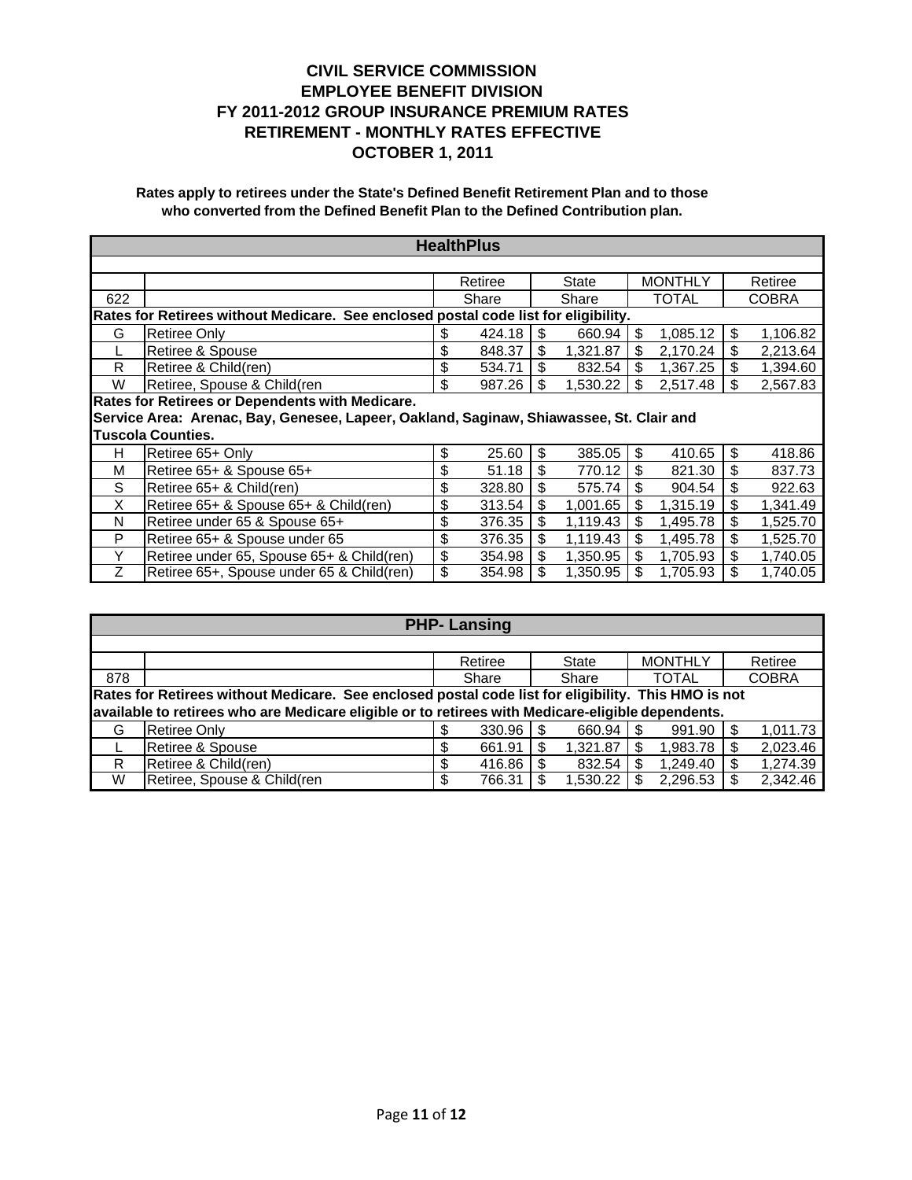# CIVIL SERVICE COMMISSION
# EMPLOYEE BENEFIT DIVISION
# FY 2011-2012 GROUP INSURANCE PREMIUM RATES
# RETIREMENT - MONTHLY RATES EFFECTIVE
# OCTOBER 1, 2011

**Rates apply to retirees under the State's Defined Benefit Retirement Plan and to those who converted from the Defined Benefit Plan to the Defined Contribution plan.**

| **HealthPlus** | | | | | |
|---|---|---|---|---|---|
| | | Retiree | State | MONTHLY | Retiree |
| 622 | | Share | Share | TOTAL | COBRA |
| **Rates for Retirees without Medicare. See enclosed postal code list for eligibility.** | | | | | |
| G | Retiree Only | $ 424.18 | $ 660.94 | $ 1,085.12 | $ 1,106.82 |
| L | Retiree & Spouse | $ 848.37 | $ 1,321.87 | $ 2,170.24 | $ 2,213.64 |
| R | Retiree & Child(ren) | $ 534.71 | $ 832.54 | $ 1,367.25 | $ 1,394.60 |
| W | Retiree, Spouse & Child(ren | $ 987.26 | $ 1,530.22 | $ 2,517.48 | $ 2,567.83 |
| **Rates for Retirees or Dependents with Medicare. Service Area: Arenac, Bay, Genesee, Lapeer, Oakland, Saginaw, Shiawassee, St. Clair and Tuscola Counties.** | | | | | |
| H | Retiree 65+ Only | $ 25.60 | $ 385.05 | $ 410.65 | $ 418.86 |
| M | Retiree 65+ & Spouse 65+ | $ 51.18 | $ 770.12 | $ 821.30 | $ 837.73 |
| S | Retiree 65+ & Child(ren) | $ 328.80 | $ 575.74 | $ 904.54 | $ 922.63 |
| X | Retiree 65+ & Spouse 65+ & Child(ren) | $ 313.54 | $ 1,001.65 | $ 1,315.19 | $ 1,341.49 |
| N | Retiree under 65 & Spouse 65+ | $ 376.35 | $ 1,119.43 | $ 1,495.78 | $ 1,525.70 |
| P | Retiree 65+ & Spouse under 65 | $ 376.35 | $ 1,119.43 | $ 1,495.78 | $ 1,525.70 |
| Y | Retiree under 65, Spouse 65+ & Child(ren) | $ 354.98 | $ 1,350.95 | $ 1,705.93 | $ 1,740.05 |
| Z | Retiree 65+, Spouse under 65 & Child(ren) | $ 354.98 | $ 1,350.95 | $ 1,705.93 | $ 1,740.05 |

| **PHP- Lansing** | | | | | |
|---|---|---|---|---|---|
| | | Retiree | State | MONTHLY | Retiree |
| 878 | | Share | Share | TOTAL | COBRA |
| **Rates for Retirees without Medicare. See enclosed postal code list for eligibility. This HMO is not available to retirees who are Medicare eligible or to retirees with Medicare-eligible dependents.** | | | | | |
| G | Retiree Only | $ 330.96 | $ 660.94 | $ 991.90 | $ 1,011.73 |
| L | Retiree & Spouse | $ 661.91 | $ 1,321.87 | $ 1,983.78 | $ 2,023.46 |
| R | Retiree & Child(ren) | $ 416.86 | $ 832.54 | $ 1,249.40 | $ 1,274.39 |
| W | Retiree, Spouse & Child(ren | $ 766.31 | $ 1,530.22 | $ 2,296.53 | $ 2,342.46 |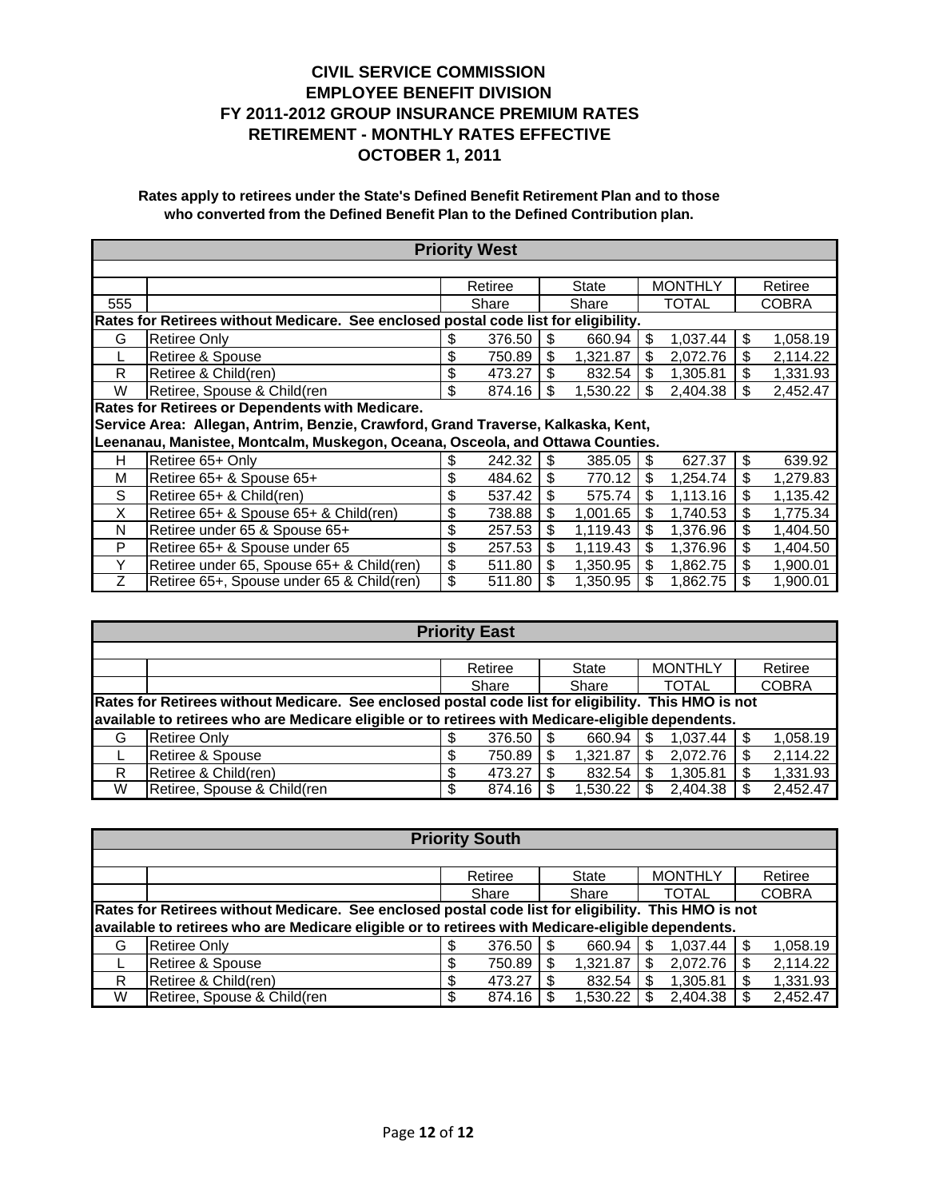# CIVIL SERVICE COMMISSION
## EMPLOYEE BENEFIT DIVISION
## FY 2011-2012 GROUP INSURANCE PREMIUM RATES
## RETIREMENT - MONTHLY RATES EFFECTIVE
## OCTOBER 1, 2011

**Rates apply to retirees under the State's Defined Benefit Retirement Plan and to those who converted from the Defined Benefit Plan to the Defined Contribution plan.**

### Priority West

| | | Retiree | State | MONTHLY | Retiree |
|---|---|---|---|---|---|
| 555 | | Share | Share | TOTAL | COBRA |
| **Rates for Retirees without Medicare. See enclosed postal code list for eligibility.** | | | | | |
| G | Retiree Only | $ 376.50 | $ 660.94 | $ 1,037.44 | $ 1,058.19 |
| L | Retiree & Spouse | $ 750.89 | $ 1,321.87 | $ 2,072.76 | $ 2,114.22 |
| R | Retiree & Child(ren) | $ 473.27 | $ 832.54 | $ 1,305.81 | $ 1,331.93 |
| W | Retiree, Spouse & Child(ren | $ 874.16 | $ 1,530.22 | $ 2,404.38 | $ 2,452.47 |
| **Rates for Retirees or Dependents with Medicare. Service Area: Allegan, Antrim, Benzie, Crawford, Grand Traverse, Kalkaska, Kent, Leenanau, Manistee, Montcalm, Muskegon, Oceana, Osceola, and Ottawa Counties.** | | | | | |
| H | Retiree 65+ Only | $ 242.32 | $ 385.05 | $ 627.37 | $ 639.92 |
| M | Retiree 65+ & Spouse 65+ | $ 484.62 | $ 770.12 | $ 1,254.74 | $ 1,279.83 |
| S | Retiree 65+ & Child(ren) | $ 537.42 | $ 575.74 | $ 1,113.16 | $ 1,135.42 |
| X | Retiree 65+ & Spouse 65+ & Child(ren) | $ 738.88 | $ 1,001.65 | $ 1,740.53 | $ 1,775.34 |
| N | Retiree under 65 & Spouse 65+ | $ 257.53 | $ 1,119.43 | $ 1,376.96 | $ 1,404.50 |
| P | Retiree 65+ & Spouse under 65 | $ 257.53 | $ 1,119.43 | $ 1,376.96 | $ 1,404.50 |
| Y | Retiree under 65, Spouse 65+ & Child(ren) | $ 511.80 | $ 1,350.95 | $ 1,862.75 | $ 1,900.01 |
| Z | Retiree 65+, Spouse under 65 & Child(ren) | $ 511.80 | $ 1,350.95 | $ 1,862.75 | $ 1,900.01 |

### Priority East

| | | Retiree | State | MONTHLY | Retiree |
|---|---|---|---|---|---|
| | | Share | Share | TOTAL | COBRA |
| **Rates for Retirees without Medicare. See enclosed postal code list for eligibility. This HMO is not available to retirees who are Medicare eligible or to retirees with Medicare-eligible dependents.** | | | | | |
| G | Retiree Only | $ 376.50 | $ 660.94 | $ 1,037.44 | $ 1,058.19 |
| L | Retiree & Spouse | $ 750.89 | $ 1,321.87 | $ 2,072.76 | $ 2,114.22 |
| R | Retiree & Child(ren) | $ 473.27 | $ 832.54 | $ 1,305.81 | $ 1,331.93 |
| W | Retiree, Spouse & Child(ren | $ 874.16 | $ 1,530.22 | $ 2,404.38 | $ 2,452.47 |

### Priority South

| | | Retiree | State | MONTHLY | Retiree |
|---|---|---|---|---|---|
| | | Share | Share | TOTAL | COBRA |
| **Rates for Retirees without Medicare. See enclosed postal code list for eligibility. This HMO is not available to retirees who are Medicare eligible or to retirees with Medicare-eligible dependents.** | | | | | |
| G | Retiree Only | $ 376.50 | $ 660.94 | $ 1,037.44 | $ 1,058.19 |
| L | Retiree & Spouse | $ 750.89 | $ 1,321.87 | $ 2,072.76 | $ 2,114.22 |
| R | Retiree & Child(ren) | $ 473.27 | $ 832.54 | $ 1,305.81 | $ 1,331.93 |
| W | Retiree, Spouse & Child(ren | $ 874.16 | $ 1,530.22 | $ 2,404.38 | $ 2,452.47 |